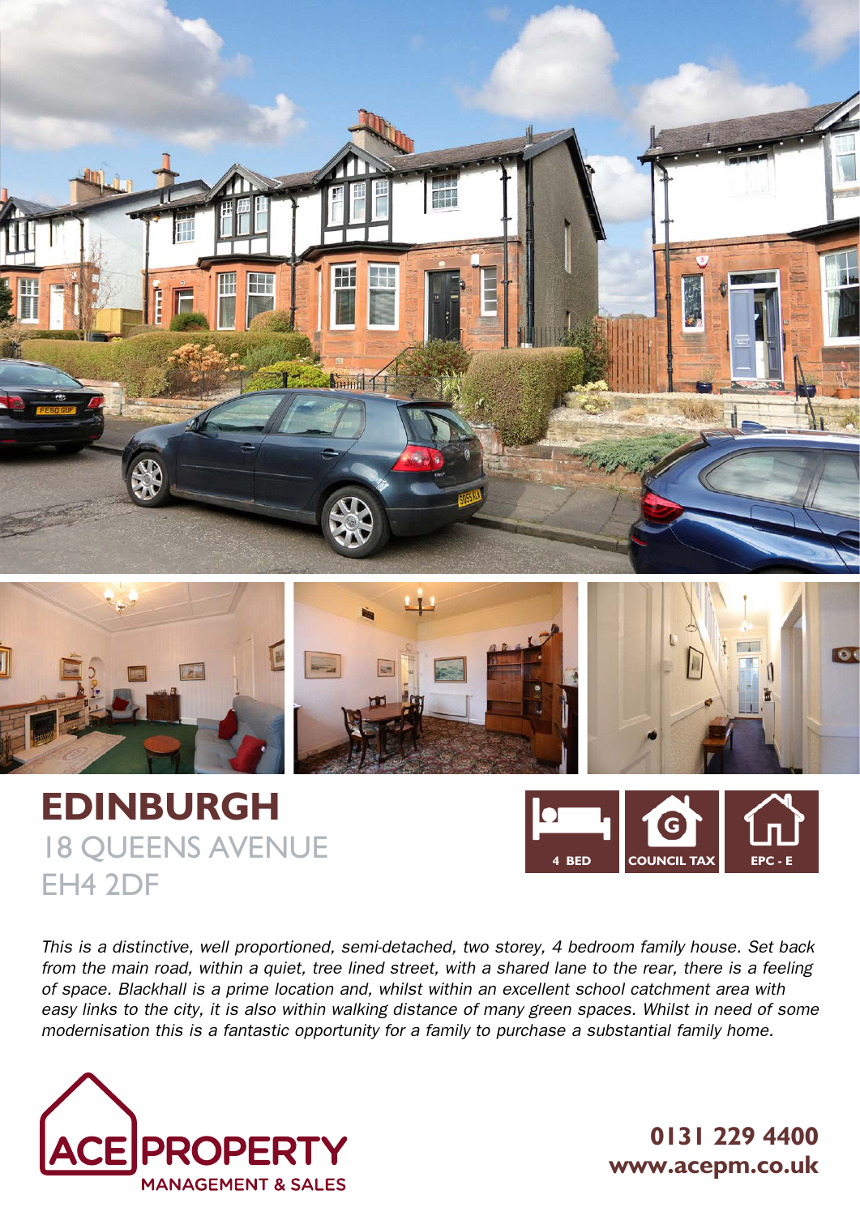# EDINBURGH

## 18 QUEENS AVENUE
## EH4 2DF

4 BED | COUNCIL TAX G | EPC - E

*This is a distinctive, well proportioned, semi-detached, two storey, 4 bedroom family house. Set back from the main road, within a quiet, tree lined street, with a shared lane to the rear, there is a feeling of space. Blackhall is a prime location and, whilst within an excellent school catchment area with easy links to the city, it is also within walking distance of many green spaces. Whilst in need of some modernisation this is a fantastic opportunity for a family to purchase a substantial family home.*

ACE PROPERTY
MANAGEMENT & SALES

**0131 229 4400**
**www.acepm.co.uk**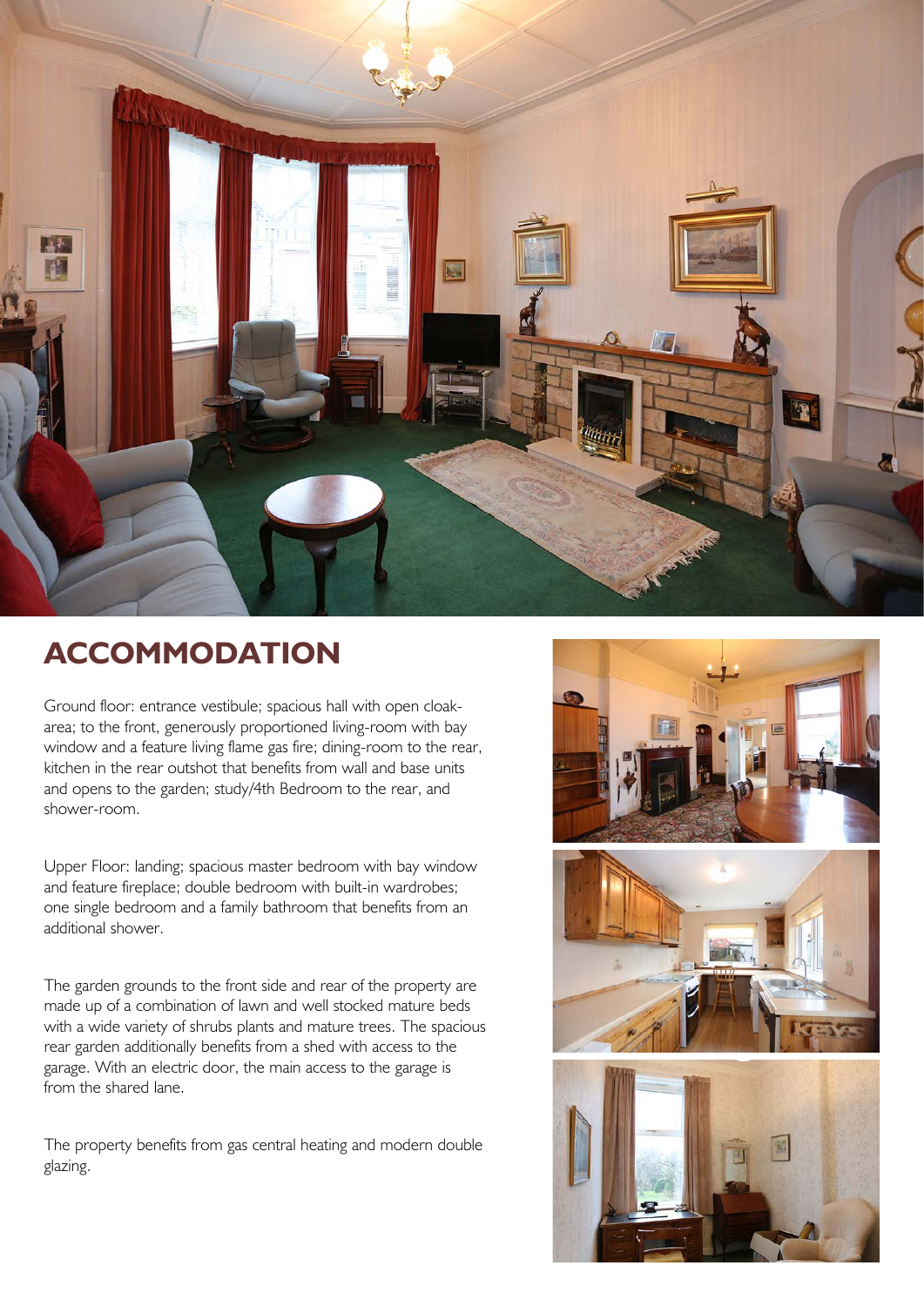## ACCOMMODATION

Ground floor: entrance vestibule; spacious hall with open cloak-area; to the front, generously proportioned living-room with bay window and a feature living flame gas fire; dining-room to the rear, kitchen in the rear outshot that benefits from wall and base units and opens to the garden; study/4th Bedroom to the rear, and shower-room.

Upper Floor: landing; spacious master bedroom with bay window and feature fireplace; double bedroom with built-in wardrobes; one single bedroom and a family bathroom that benefits from an additional shower.

The garden grounds to the front side and rear of the property are made up of a combination of lawn and well stocked mature beds with a wide variety of shrubs plants and mature trees. The spacious rear garden additionally benefits from a shed with access to the garage. With an electric door, the main access to the garage is from the shared lane.

The property benefits from gas central heating and modern double glazing.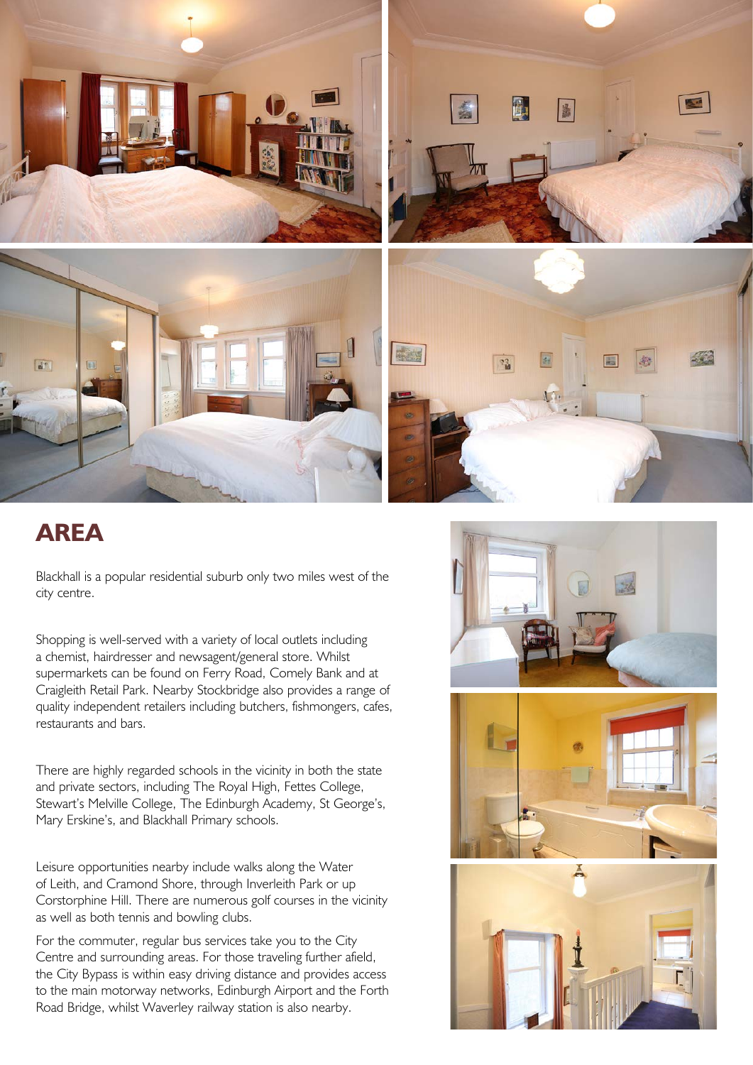## AREA

Blackhall is a popular residential suburb only two miles west of the city centre.

Shopping is well-served with a variety of local outlets including a chemist, hairdresser and newsagent/general store. Whilst supermarkets can be found on Ferry Road, Comely Bank and at Craigleith Retail Park. Nearby Stockbridge also provides a range of quality independent retailers including butchers, fishmongers, cafes, restaurants and bars.

There are highly regarded schools in the vicinity in both the state and private sectors, including The Royal High, Fettes College, Stewart's Melville College, The Edinburgh Academy, St George's, Mary Erskine's, and Blackhall Primary schools.

Leisure opportunities nearby include walks along the Water of Leith, and Cramond Shore, through Inverleith Park or up Corstorphine Hill. There are numerous golf courses in the vicinity as well as both tennis and bowling clubs.

For the commuter, regular bus services take you to the City Centre and surrounding areas. For those traveling further afield, the City Bypass is within easy driving distance and provides access to the main motorway networks, Edinburgh Airport and the Forth Road Bridge, whilst Waverley railway station is also nearby.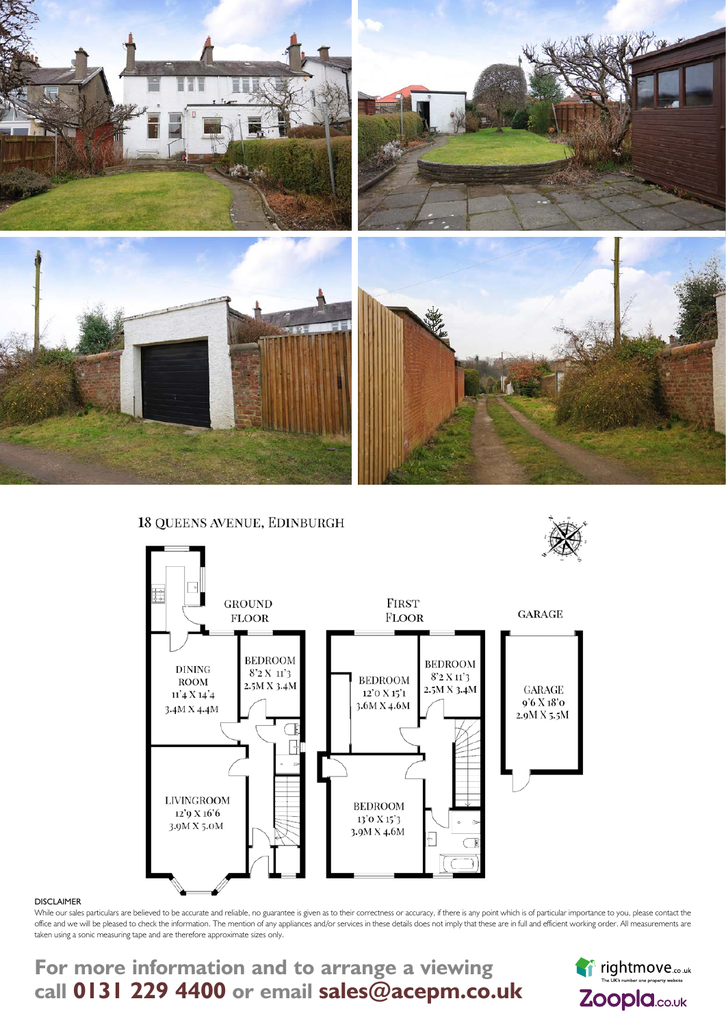18 QUEENS AVENUE, EDINBURGH

GROUND FLOOR

DINING ROOM
11'4 X 14'4
3.4M X 4.4M

BEDROOM
8'2 X 11'3
2.5M X 3.4M

LIVINGROOM
12'9 X 16'6
3.9M X 5.0M

FIRST FLOOR

BEDROOM
12'0 X 15'1
3.6M X 4.6M

BEDROOM
8'2 X 11'3
2.5M X 3.4M

BEDROOM
13'0 X 15'3
3.9M X 4.6M

GARAGE

GARAGE
9'6 X 18'0
2.9M X 5.5M

DISCLAIMER

While our sales particulars are believed to be accurate and reliable, no guarantee is given as to their correctness or accuracy, if there is any point which is of particular importance to you, please contact the office and we will be pleased to check the information. The mention of any appliances and/or services in these details does not imply that these are in full and efficient working order. All measurements are taken using a sonic measuring tape and are therefore approximate sizes only.

**For more information and to arrange a viewing call 0131 229 4400 or email sales@acepm.co.uk**

rightmove.co.uk
The UK's number one property website

Zoopla.co.uk